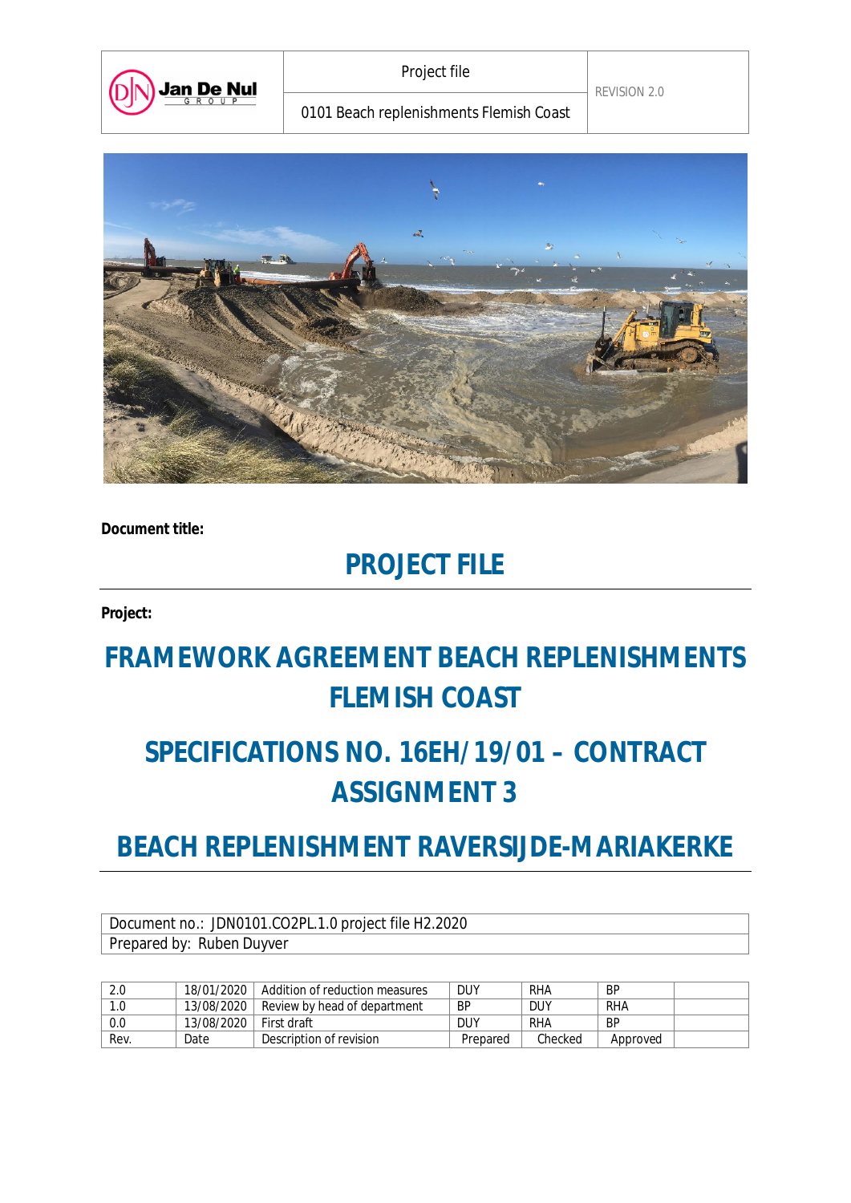| Jan De Nul GROUP | Project file | REVISION 2.0 |
|---|---|---|
| | 0101 Beach replenishments Flemish Coast | |

**Document title:**

# PROJECT FILE

**Project:**

# FRAMEWORK AGREEMENT BEACH REPLENISHMENTS FLEMISH COAST

# SPECIFICATIONS NO. 16EH/19/01 – CONTRACT ASSIGNMENT 3

# BEACH REPLENISHMENT RAVERSIJDE-MARIAKERKE

| Document no.: JDN0101.CO2PL.1.0 project file H2.2020 |
|---|
| Prepared by: Ruben Duyver |

| 2.0 | 18/01/2020 | Addition of reduction measures | DUY | RHA | BP | |
|---|---|---|---|---|---|---|
| 1.0 | 13/08/2020 | Review by head of department | BP | DUY | RHA | |
| 0.0 | 13/08/2020 | First draft | DUY | RHA | BP | |
| Rev. | Date | Description of revision | Prepared | Checked | Approved | |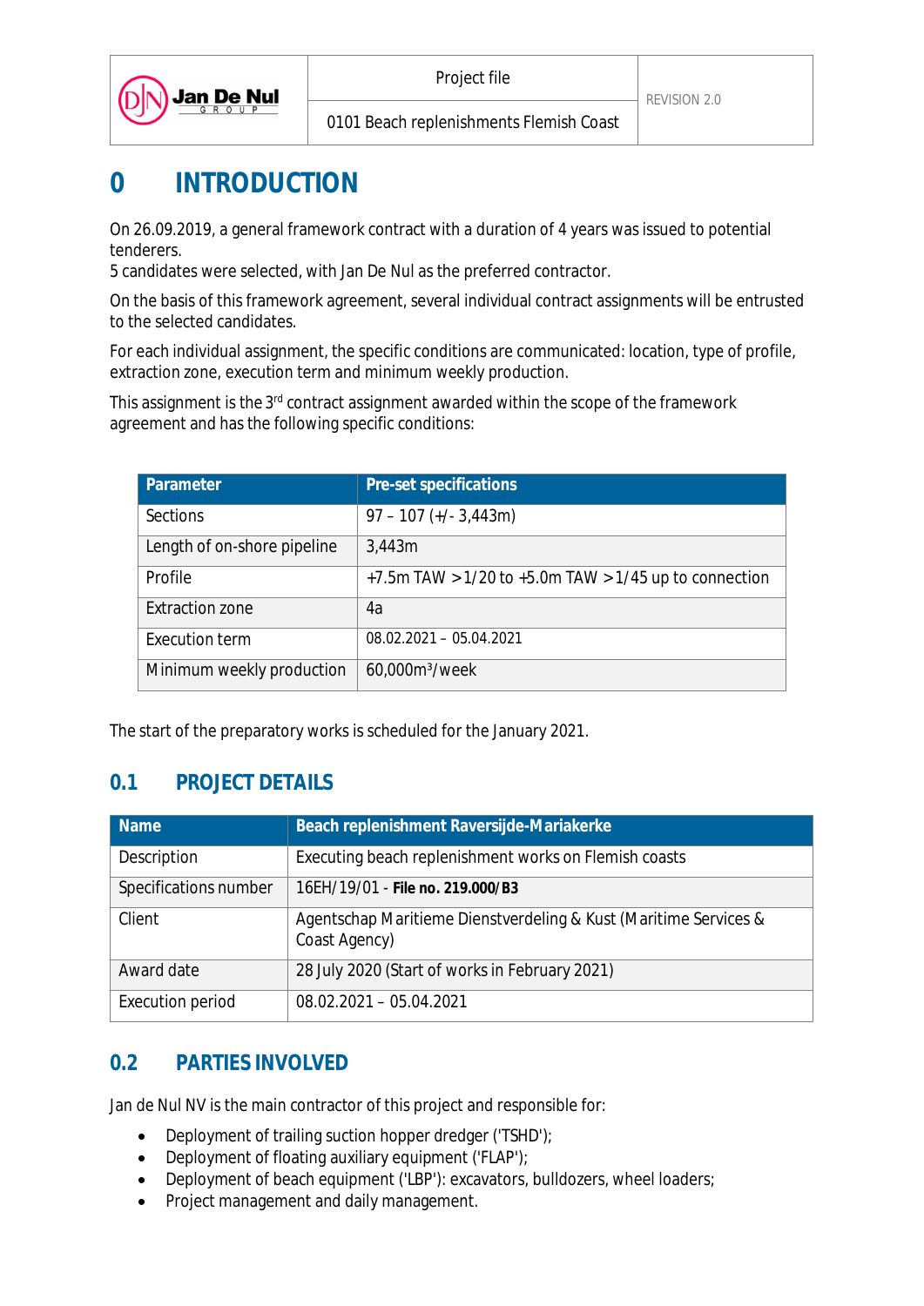# 0 INTRODUCTION

On 26.09.2019, a general framework contract with a duration of 4 years was issued to potential tenderers.
5 candidates were selected, with Jan De Nul as the preferred contractor.

On the basis of this framework agreement, several individual contract assignments will be entrusted to the selected candidates.

For each individual assignment, the specific conditions are communicated: location, type of profile, extraction zone, execution term and minimum weekly production.

This assignment is the 3rd contract assignment awarded within the scope of the framework agreement and has the following specific conditions:

| Parameter | Pre-set specifications |
|---|---|
| Sections | 97 – 107 (+/- 3,443m) |
| Length of on-shore pipeline | 3,443m |
| Profile | +7.5m TAW > 1/20 to +5.0m TAW > 1/45 up to connection |
| Extraction zone | 4a |
| Execution term | 08.02.2021 – 05.04.2021 |
| Minimum weekly production | 60,000m³/week |

The start of the preparatory works is scheduled for the January 2021.

## 0.1 PROJECT DETAILS

| Name | Beach replenishment Raversijde-Mariakerke |
|---|---|
| Description | Executing beach replenishment works on Flemish coasts |
| Specifications number | 16EH/19/01 - **File no. 219.000/B3** |
| Client | Agentschap Maritieme Dienstverdeling & Kust (Maritime Services & Coast Agency) |
| Award date | 28 July 2020 (Start of works in February 2021) |
| Execution period | 08.02.2021 – 05.04.2021 |

## 0.2 PARTIES INVOLVED

Jan de Nul NV is the main contractor of this project and responsible for:

- Deployment of trailing suction hopper dredger ('TSHD');
- Deployment of floating auxiliary equipment ('FLAP');
- Deployment of beach equipment ('LBP'): excavators, bulldozers, wheel loaders;
- Project management and daily management.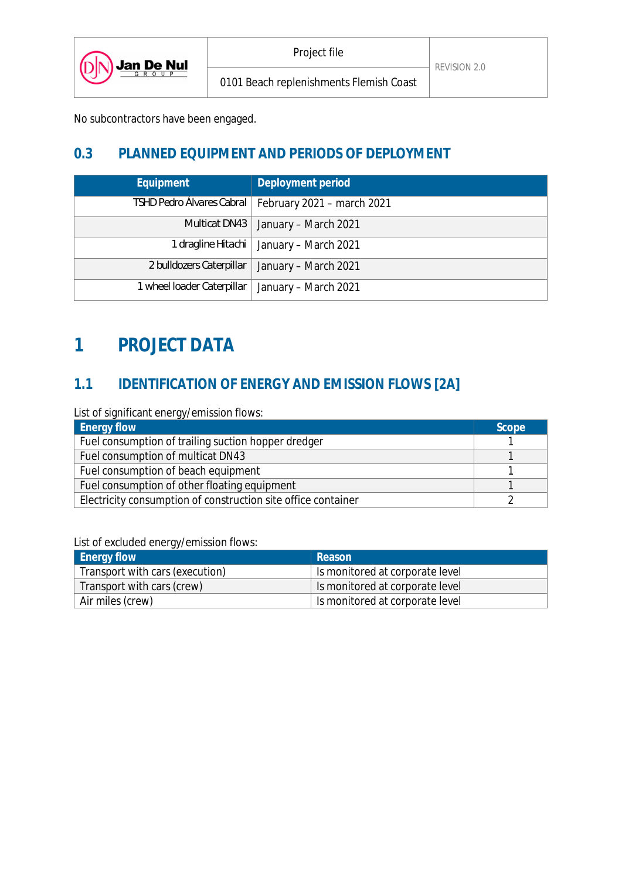No subcontractors have been engaged.

## 0.3 PLANNED EQUIPMENT AND PERIODS OF DEPLOYMENT

| Equipment | Deployment period |
|---|---|
| TSHD Pedro Álvares Cabral | February 2021 – march 2021 |
| Multicat DN43 | January – March 2021 |
| 1 dragline Hitachi | January – March 2021 |
| 2 bulldozers Caterpillar | January – March 2021 |
| 1 wheel loader Caterpillar | January – March 2021 |

# 1 PROJECT DATA

## 1.1 IDENTIFICATION OF ENERGY AND EMISSION FLOWS [2A]

List of significant energy/emission flows:

| Energy flow | Scope |
|---|---|
| Fuel consumption of trailing suction hopper dredger | 1 |
| Fuel consumption of multicat DN43 | 1 |
| Fuel consumption of beach equipment | 1 |
| Fuel consumption of other floating equipment | 1 |
| Electricity consumption of construction site office container | 2 |

List of excluded energy/emission flows:

| Energy flow | Reason |
|---|---|
| Transport with cars (execution) | Is monitored at corporate level |
| Transport with cars (crew) | Is monitored at corporate level |
| Air miles (crew) | Is monitored at corporate level |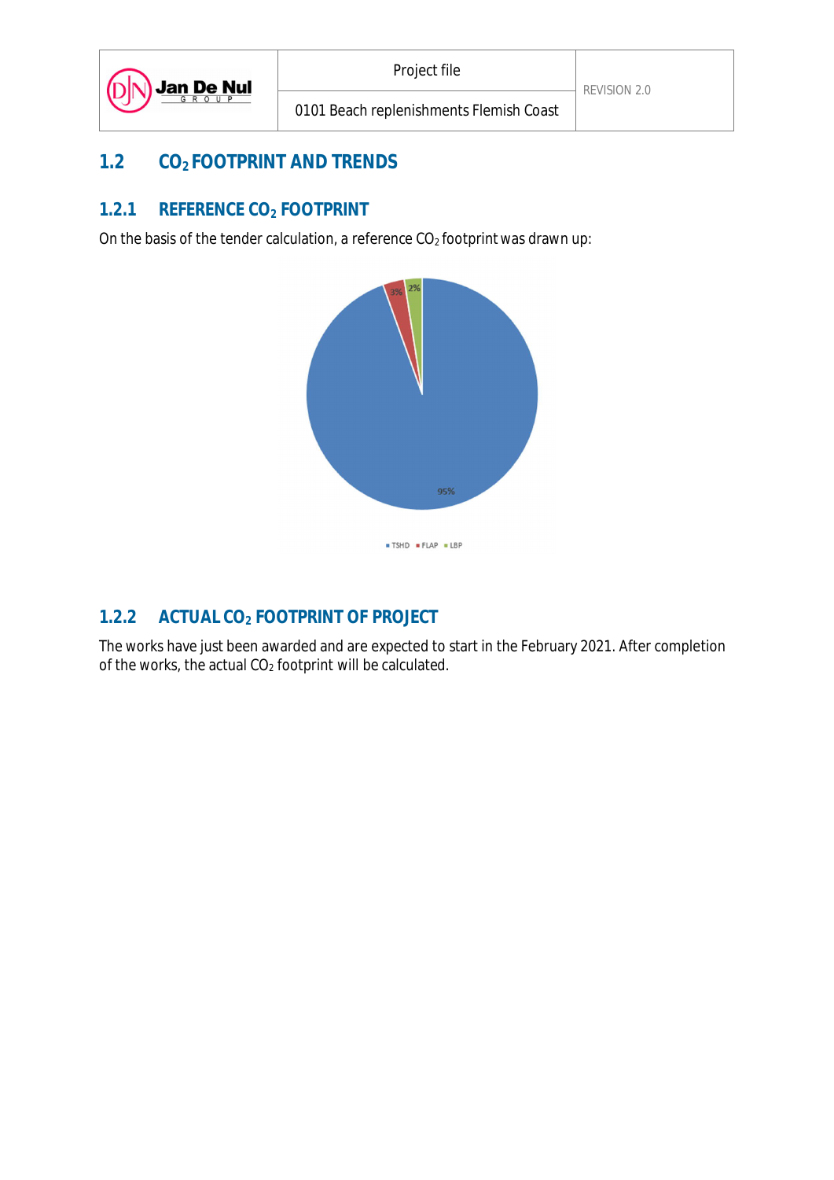## 1.2 $CO_2$ FOOTPRINT AND TRENDS

### 1.2.1 REFERENCE $CO_2$ FOOTPRINT

On the basis of the tender calculation, a reference $CO_2$ footprint was drawn up:

### 1.2.2 ACTUAL $CO_2$ FOOTPRINT OF PROJECT

The works have just been awarded and are expected to start in the February 2021. After completion of the works, the actual $CO_2$ footprint will be calculated.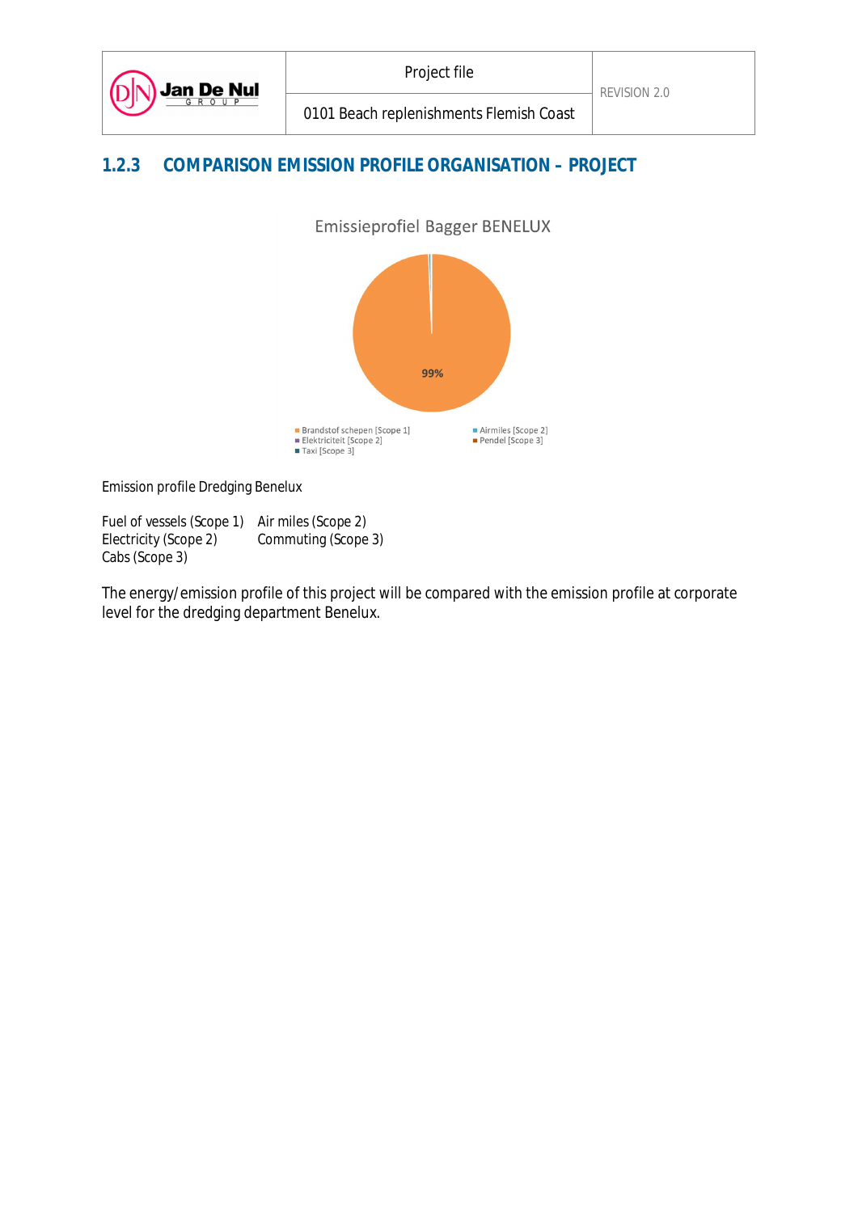### 1.2.3 COMPARISON EMISSION PROFILE ORGANISATION – PROJECT

Emissieprofiel Bagger BENELUX

99%

- Brandstof schepen [Scope 1]
- Airmiles [Scope 2]
- Elektriciteit [Scope 2]
- Pendel [Scope 3]
- Taxi [Scope 3]

Emission profile Dredging Benelux

| | |
|---|---|
| Fuel of vessels (Scope 1) | Air miles (Scope 2) |
| Electricity (Scope 2) | Commuting (Scope 3) |
| Cabs (Scope 3) | |

The energy/emission profile of this project will be compared with the emission profile at corporate level for the dredging department Benelux.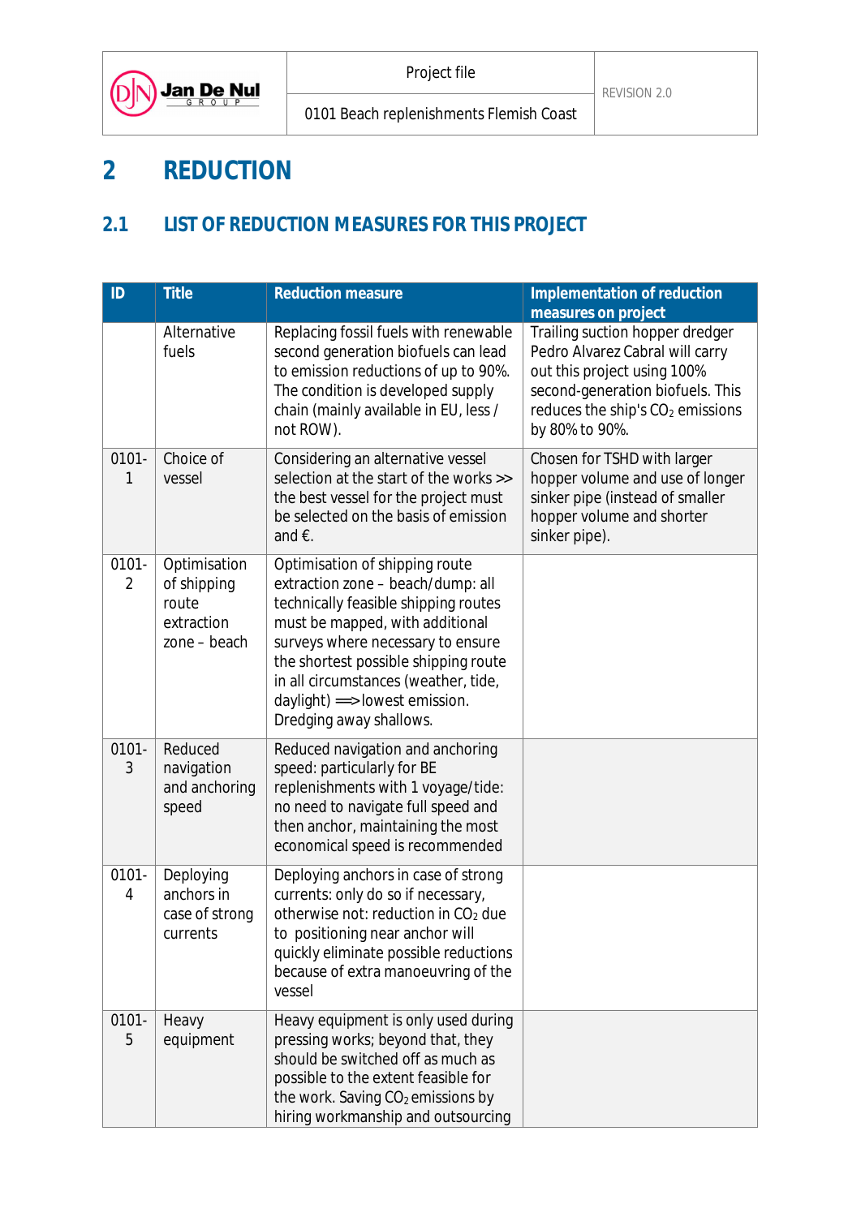# 2 REDUCTION

## 2.1 LIST OF REDUCTION MEASURES FOR THIS PROJECT

| ID | Title | Reduction measure | Implementation of reduction measures on project |
|---|---|---|---|
| | Alternative fuels | Replacing fossil fuels with renewable second generation biofuels can lead to emission reductions of up to 90%. The condition is developed supply chain (mainly available in EU, less / not ROW). | Trailing suction hopper dredger Pedro Alvarez Cabral will carry out this project using 100% second-generation biofuels. This reduces the ship's $CO_2$ emissions by 80% to 90%. |
| 0101-1 | Choice of vessel | Considering an alternative vessel selection at the start of the works >> the best vessel for the project must be selected on the basis of emission and €. | Chosen for TSHD with larger hopper volume and use of longer sinker pipe (instead of smaller hopper volume and shorter sinker pipe). |
| 0101-2 | Optimisation of shipping route extraction zone – beach | Optimisation of shipping route extraction zone – beach/dump: all technically feasible shipping routes must be mapped, with additional surveys where necessary to ensure the shortest possible shipping route in all circumstances (weather, tide, daylight) ==> lowest emission. Dredging away shallows. | |
| 0101-3 | Reduced navigation and anchoring speed | Reduced navigation and anchoring speed: particularly for BE replenishments with 1 voyage/tide: no need to navigate full speed and then anchor, maintaining the most economical speed is recommended | |
| 0101-4 | Deploying anchors in case of strong currents | Deploying anchors in case of strong currents: only do so if necessary, otherwise not: reduction in $CO_2$ due to positioning near anchor will quickly eliminate possible reductions because of extra manoeuvring of the vessel | |
| 0101-5 | Heavy equipment | Heavy equipment is only used during pressing works; beyond that, they should be switched off as much as possible to the extent feasible for the work. Saving $CO_2$ emissions by hiring workmanship and outsourcing | |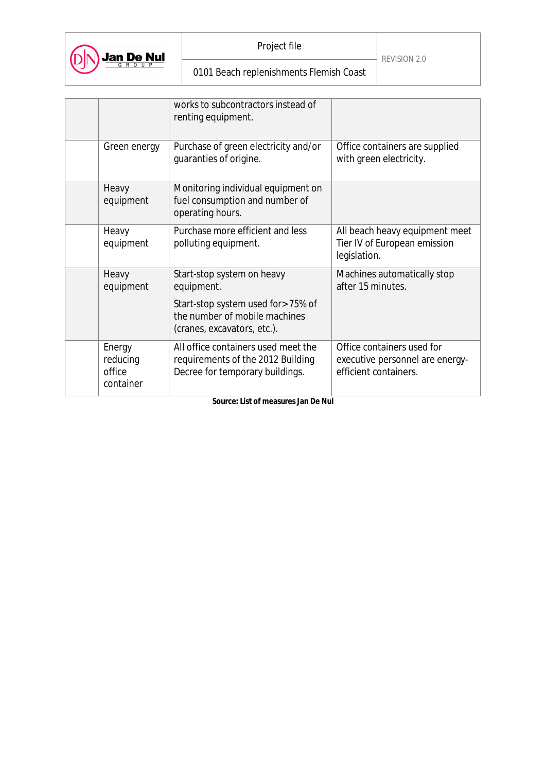| | | | |
|---|---|---|---|
| | | works to subcontractors instead of renting equipment. | |
| | Green energy | Purchase of green electricity and/or guaranties of origine. | Office containers are supplied with green electricity. |
| | Heavy equipment | Monitoring individual equipment on fuel consumption and number of operating hours. | |
| | Heavy equipment | Purchase more efficient and less polluting equipment. | All beach heavy equipment meet Tier IV of European emission legislation. |
| | Heavy equipment | Start-stop system on heavy equipment.<br><br>Start-stop system used for >75% of the number of mobile machines (cranes, excavators, etc.). | Machines automatically stop after 15 minutes. |
| | Energy reducing office container | All office containers used meet the requirements of the 2012 Building Decree for temporary buildings. | Office containers used for executive personnel are energy-efficient containers. |

**Source: List of measures Jan De Nul**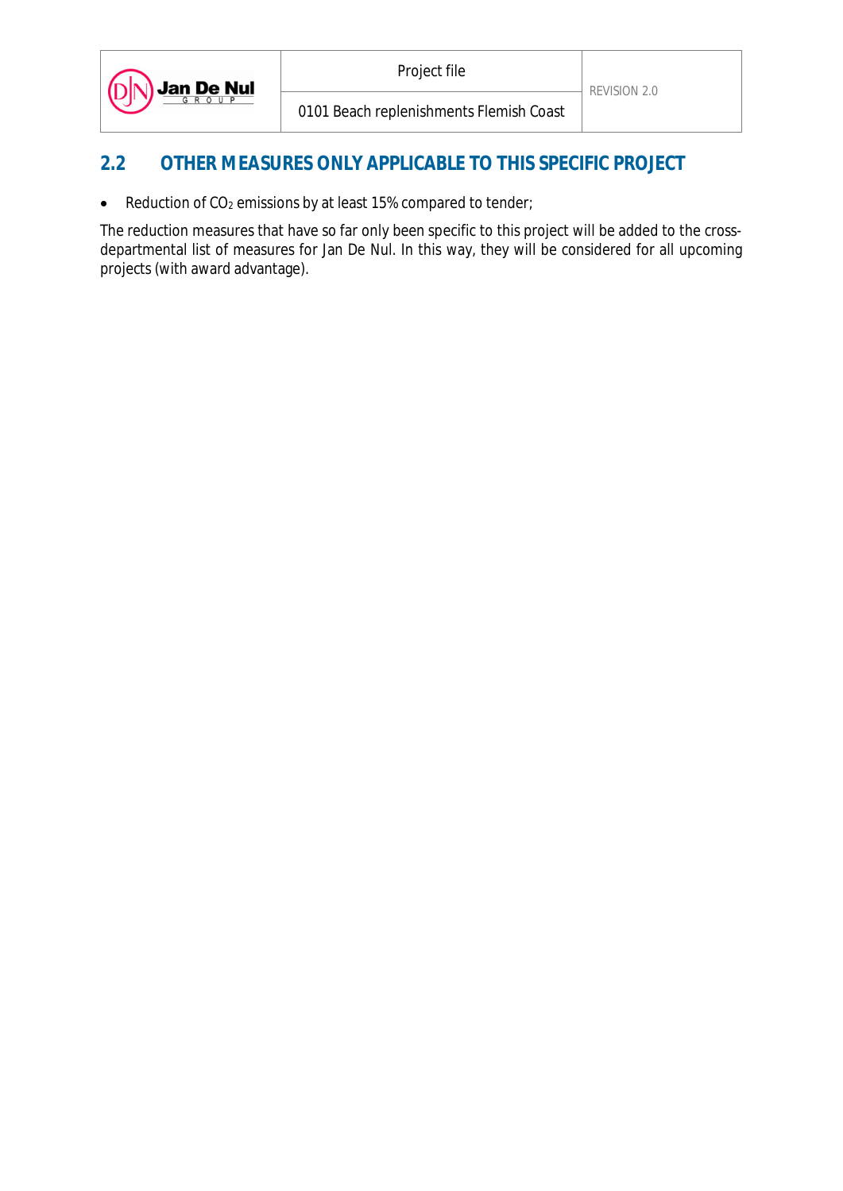## 2.2 OTHER MEASURES ONLY APPLICABLE TO THIS SPECIFIC PROJECT

- Reduction of $CO_2$ emissions by at least 15% compared to tender;

The reduction measures that have so far only been specific to this project will be added to the cross-departmental list of measures for Jan De Nul. In this way, they will be considered for all upcoming projects (with award advantage).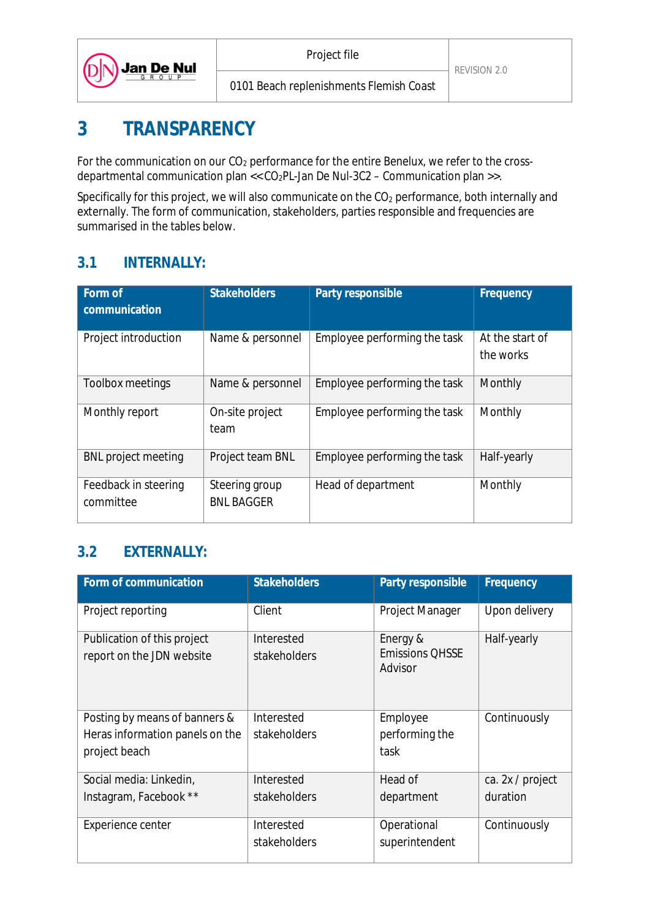# 3 TRANSPARENCY

For the communication on our $CO_2$ performance for the entire Benelux, we refer to the cross-departmental communication plan <<$CO_2$PL-Jan De Nul-3C2 – Communication plan >>.

Specifically for this project, we will also communicate on the $CO_2$ performance, both internally and externally. The form of communication, stakeholders, parties responsible and frequencies are summarised in the tables below.

## 3.1 INTERNALLY:

| Form of communication | Stakeholders | Party responsible | Frequency |
|---|---|---|---|
| Project introduction | Name & personnel | Employee performing the task | At the start of the works |
| Toolbox meetings | Name & personnel | Employee performing the task | Monthly |
| Monthly report | On-site project team | Employee performing the task | Monthly |
| BNL project meeting | Project team BNL | Employee performing the task | Half-yearly |
| Feedback in steering committee | Steering group BNL BAGGER | Head of department | Monthly |

## 3.2 EXTERNALLY:

| Form of communication | Stakeholders | Party responsible | Frequency |
|---|---|---|---|
| Project reporting | Client | Project Manager | Upon delivery |
| Publication of this project report on the JDN website | Interested stakeholders | Energy & Emissions QHSSE Advisor | Half-yearly |
| Posting by means of banners & Heras information panels on the project beach | Interested stakeholders | Employee performing the task | Continuously |
| Social media: Linkedin, Instagram, Facebook ** | Interested stakeholders | Head of department | ca. 2x / project duration |
| Experience center | Interested stakeholders | Operational superintendent | Continuously |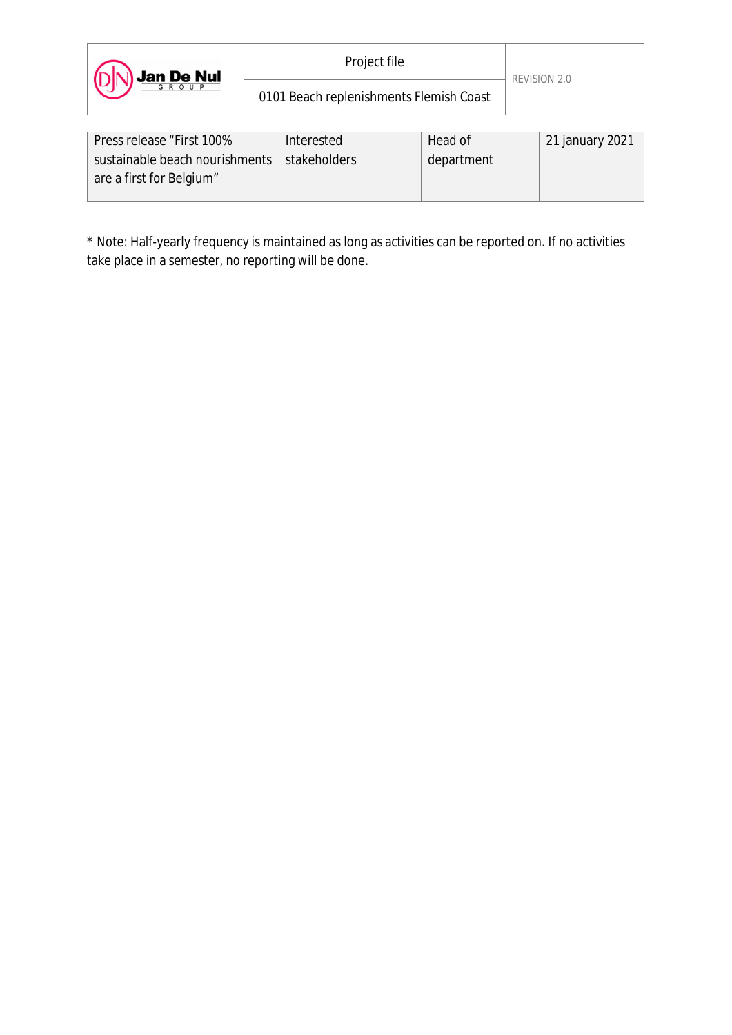| | | | |
|---|---|---|---|
| Press release "First 100% sustainable beach nourishments are a first for Belgium" | Interested stakeholders | Head of department | 21 january 2021 |

* Note: Half-yearly frequency is maintained as long as activities can be reported on. If no activities take place in a semester, no reporting will be done.